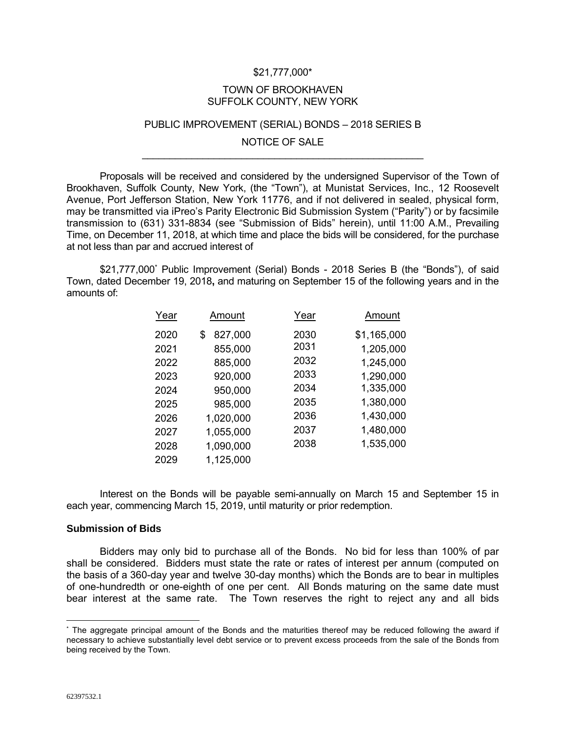$21,777,000*

TOWN OF BROOKHAVEN
SUFFOLK COUNTY, NEW YORK

PUBLIC IMPROVEMENT (SERIAL) BONDS – 2018 SERIES B

NOTICE OF SALE

---

Proposals will be received and considered by the undersigned Supervisor of the Town of Brookhaven, Suffolk County, New York, (the "Town"), at Munistat Services, Inc., 12 Roosevelt Avenue, Port Jefferson Station, New York 11776, and if not delivered in sealed, physical form, may be transmitted via iPreo's Parity Electronic Bid Submission System ("Parity") or by facsimile transmission to (631) 331-8834 (see "Submission of Bids" herein), until 11:00 A.M., Prevailing Time, on December 11, 2018, at which time and place the bids will be considered, for the purchase at not less than par and accrued interest of

$21,777,000* Public Improvement (Serial) Bonds - 2018 Series B (the "Bonds"), of said Town, dated December 19, 2018**,** and maturing on September 15 of the following years and in the amounts of:

| Year | Amount | Year | Amount |
|---|---|---|---|
| 2020 | $ 827,000 | 2030 | $1,165,000 |
| 2021 | 855,000 | 2031 | 1,205,000 |
| 2022 | 885,000 | 2032 | 1,245,000 |
| 2023 | 920,000 | 2033 | 1,290,000 |
| 2024 | 950,000 | 2034 | 1,335,000 |
| 2025 | 985,000 | 2035 | 1,380,000 |
| 2026 | 1,020,000 | 2036 | 1,430,000 |
| 2027 | 1,055,000 | 2037 | 1,480,000 |
| 2028 | 1,090,000 | 2038 | 1,535,000 |
| 2029 | 1,125,000 | | |

Interest on the Bonds will be payable semi-annually on March 15 and September 15 in each year, commencing March 15, 2019, until maturity or prior redemption.

**Submission of Bids**

Bidders may only bid to purchase all of the Bonds. No bid for less than 100% of par shall be considered. Bidders must state the rate or rates of interest per annum (computed on the basis of a 360-day year and twelve 30-day months) which the Bonds are to bear in multiples of one-hundredth or one-eighth of one per cent. All Bonds maturing on the same date must bear interest at the same rate. The Town reserves the right to reject any and all bids

---

* The aggregate principal amount of the Bonds and the maturities thereof may be reduced following the award if necessary to achieve substantially level debt service or to prevent excess proceeds from the sale of the Bonds from being received by the Town.

62397532.1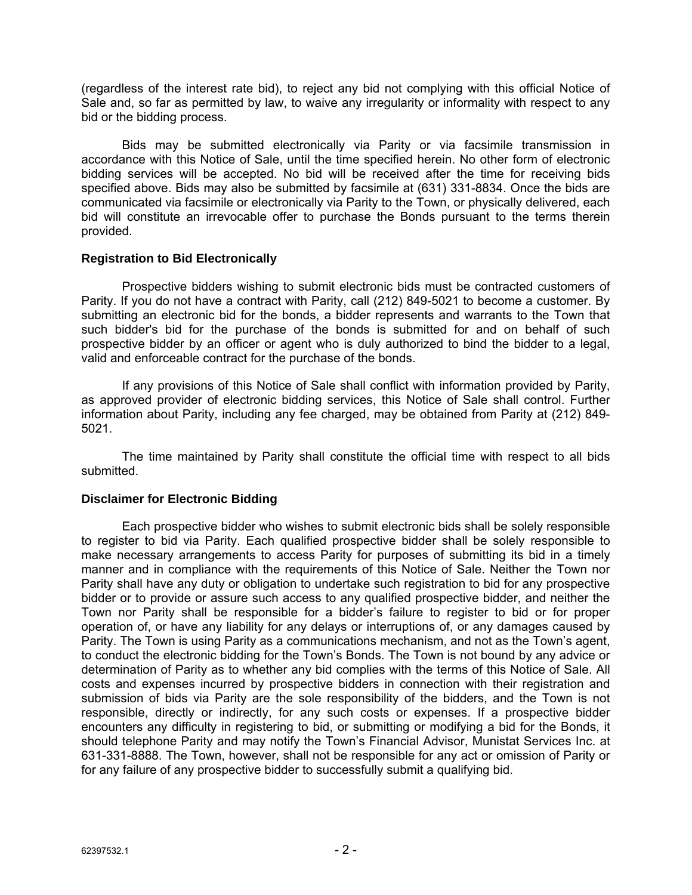(regardless of the interest rate bid), to reject any bid not complying with this official Notice of Sale and, so far as permitted by law, to waive any irregularity or informality with respect to any bid or the bidding process.

Bids may be submitted electronically via Parity or via facsimile transmission in accordance with this Notice of Sale, until the time specified herein. No other form of electronic bidding services will be accepted. No bid will be received after the time for receiving bids specified above. Bids may also be submitted by facsimile at (631) 331-8834. Once the bids are communicated via facsimile or electronically via Parity to the Town, or physically delivered, each bid will constitute an irrevocable offer to purchase the Bonds pursuant to the terms therein provided.

**Registration to Bid Electronically**

Prospective bidders wishing to submit electronic bids must be contracted customers of Parity. If you do not have a contract with Parity, call (212) 849-5021 to become a customer. By submitting an electronic bid for the bonds, a bidder represents and warrants to the Town that such bidder's bid for the purchase of the bonds is submitted for and on behalf of such prospective bidder by an officer or agent who is duly authorized to bind the bidder to a legal, valid and enforceable contract for the purchase of the bonds.

If any provisions of this Notice of Sale shall conflict with information provided by Parity, as approved provider of electronic bidding services, this Notice of Sale shall control. Further information about Parity, including any fee charged, may be obtained from Parity at (212) 849-5021.

The time maintained by Parity shall constitute the official time with respect to all bids submitted.

**Disclaimer for Electronic Bidding**

Each prospective bidder who wishes to submit electronic bids shall be solely responsible to register to bid via Parity. Each qualified prospective bidder shall be solely responsible to make necessary arrangements to access Parity for purposes of submitting its bid in a timely manner and in compliance with the requirements of this Notice of Sale. Neither the Town nor Parity shall have any duty or obligation to undertake such registration to bid for any prospective bidder or to provide or assure such access to any qualified prospective bidder, and neither the Town nor Parity shall be responsible for a bidder's failure to register to bid or for proper operation of, or have any liability for any delays or interruptions of, or any damages caused by Parity. The Town is using Parity as a communications mechanism, and not as the Town's agent, to conduct the electronic bidding for the Town's Bonds. The Town is not bound by any advice or determination of Parity as to whether any bid complies with the terms of this Notice of Sale. All costs and expenses incurred by prospective bidders in connection with their registration and submission of bids via Parity are the sole responsibility of the bidders, and the Town is not responsible, directly or indirectly, for any such costs or expenses. If a prospective bidder encounters any difficulty in registering to bid, or submitting or modifying a bid for the Bonds, it should telephone Parity and may notify the Town's Financial Advisor, Munistat Services Inc. at 631-331-8888. The Town, however, shall not be responsible for any act or omission of Parity or for any failure of any prospective bidder to successfully submit a qualifying bid.

62397532.1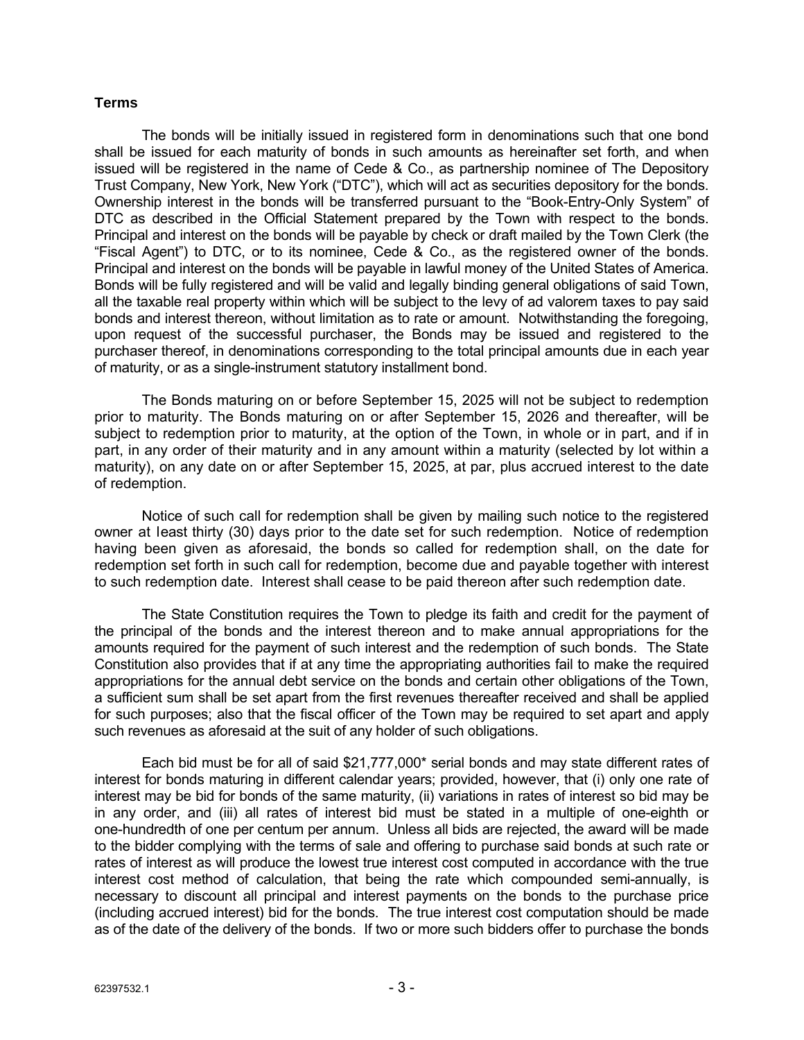### Terms

The bonds will be initially issued in registered form in denominations such that one bond shall be issued for each maturity of bonds in such amounts as hereinafter set forth, and when issued will be registered in the name of Cede & Co., as partnership nominee of The Depository Trust Company, New York, New York ("DTC"), which will act as securities depository for the bonds. Ownership interest in the bonds will be transferred pursuant to the "Book-Entry-Only System" of DTC as described in the Official Statement prepared by the Town with respect to the bonds. Principal and interest on the bonds will be payable by check or draft mailed by the Town Clerk (the "Fiscal Agent") to DTC, or to its nominee, Cede & Co., as the registered owner of the bonds. Principal and interest on the bonds will be payable in lawful money of the United States of America. Bonds will be fully registered and will be valid and legally binding general obligations of said Town, all the taxable real property within which will be subject to the levy of ad valorem taxes to pay said bonds and interest thereon, without limitation as to rate or amount. Notwithstanding the foregoing, upon request of the successful purchaser, the Bonds may be issued and registered to the purchaser thereof, in denominations corresponding to the total principal amounts due in each year of maturity, or as a single-instrument statutory installment bond.

The Bonds maturing on or before September 15, 2025 will not be subject to redemption prior to maturity. The Bonds maturing on or after September 15, 2026 and thereafter, will be subject to redemption prior to maturity, at the option of the Town, in whole or in part, and if in part, in any order of their maturity and in any amount within a maturity (selected by lot within a maturity), on any date on or after September 15, 2025, at par, plus accrued interest to the date of redemption.

Notice of such call for redemption shall be given by mailing such notice to the registered owner at least thirty (30) days prior to the date set for such redemption. Notice of redemption having been given as aforesaid, the bonds so called for redemption shall, on the date for redemption set forth in such call for redemption, become due and payable together with interest to such redemption date. Interest shall cease to be paid thereon after such redemption date.

The State Constitution requires the Town to pledge its faith and credit for the payment of the principal of the bonds and the interest thereon and to make annual appropriations for the amounts required for the payment of such interest and the redemption of such bonds. The State Constitution also provides that if at any time the appropriating authorities fail to make the required appropriations for the annual debt service on the bonds and certain other obligations of the Town, a sufficient sum shall be set apart from the first revenues thereafter received and shall be applied for such purposes; also that the fiscal officer of the Town may be required to set apart and apply such revenues as aforesaid at the suit of any holder of such obligations.

Each bid must be for all of said $21,777,000* serial bonds and may state different rates of interest for bonds maturing in different calendar years; provided, however, that (i) only one rate of interest may be bid for bonds of the same maturity, (ii) variations in rates of interest so bid may be in any order, and (iii) all rates of interest bid must be stated in a multiple of one-eighth or one-hundredth of one per centum per annum. Unless all bids are rejected, the award will be made to the bidder complying with the terms of sale and offering to purchase said bonds at such rate or rates of interest as will produce the lowest true interest cost computed in accordance with the true interest cost method of calculation, that being the rate which compounded semi-annually, is necessary to discount all principal and interest payments on the bonds to the purchase price (including accrued interest) bid for the bonds. The true interest cost computation should be made as of the date of the delivery of the bonds. If two or more such bidders offer to purchase the bonds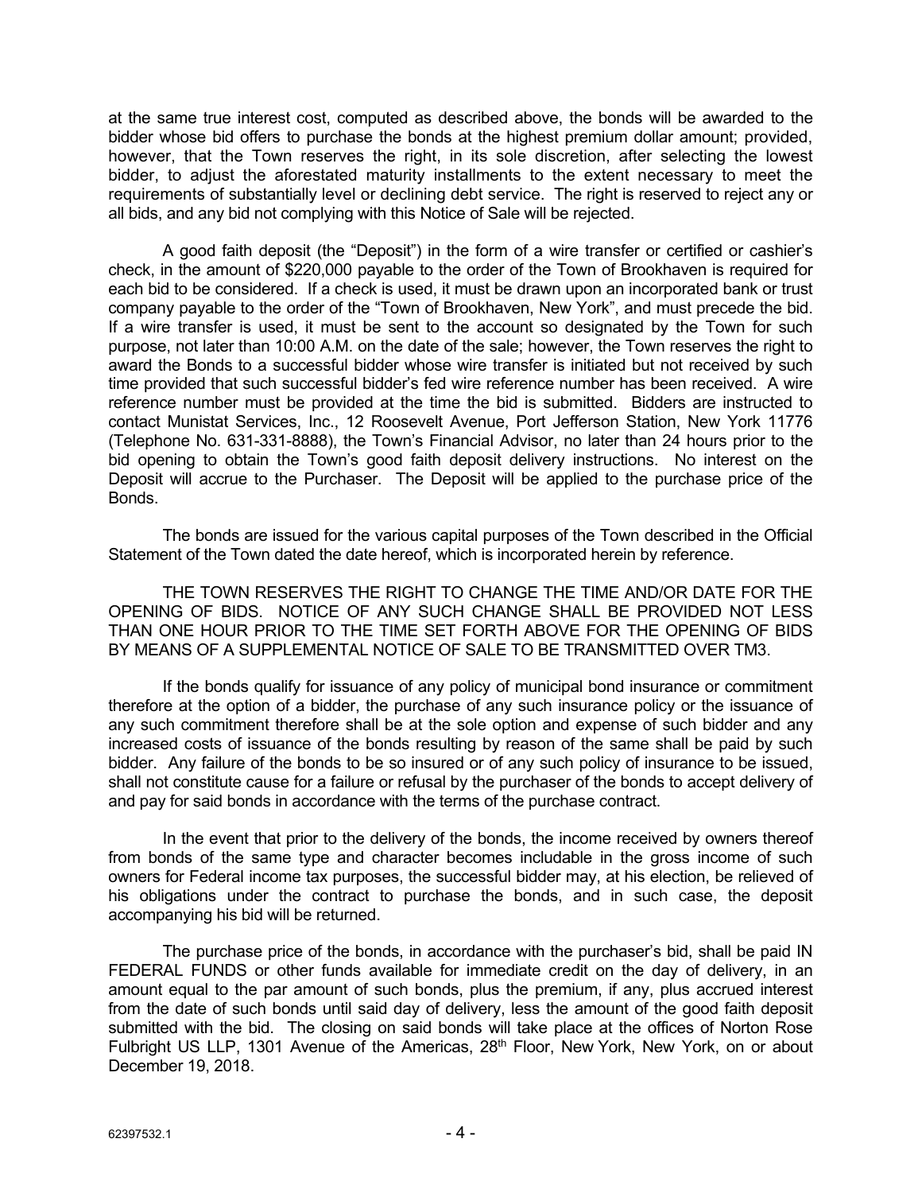at the same true interest cost, computed as described above, the bonds will be awarded to the bidder whose bid offers to purchase the bonds at the highest premium dollar amount; provided, however, that the Town reserves the right, in its sole discretion, after selecting the lowest bidder, to adjust the aforestated maturity installments to the extent necessary to meet the requirements of substantially level or declining debt service. The right is reserved to reject any or all bids, and any bid not complying with this Notice of Sale will be rejected.

A good faith deposit (the "Deposit") in the form of a wire transfer or certified or cashier's check, in the amount of $220,000 payable to the order of the Town of Brookhaven is required for each bid to be considered. If a check is used, it must be drawn upon an incorporated bank or trust company payable to the order of the "Town of Brookhaven, New York", and must precede the bid. If a wire transfer is used, it must be sent to the account so designated by the Town for such purpose, not later than 10:00 A.M. on the date of the sale; however, the Town reserves the right to award the Bonds to a successful bidder whose wire transfer is initiated but not received by such time provided that such successful bidder's fed wire reference number has been received. A wire reference number must be provided at the time the bid is submitted. Bidders are instructed to contact Munistat Services, Inc., 12 Roosevelt Avenue, Port Jefferson Station, New York 11776 (Telephone No. 631-331-8888), the Town's Financial Advisor, no later than 24 hours prior to the bid opening to obtain the Town's good faith deposit delivery instructions. No interest on the Deposit will accrue to the Purchaser. The Deposit will be applied to the purchase price of the Bonds.

The bonds are issued for the various capital purposes of the Town described in the Official Statement of the Town dated the date hereof, which is incorporated herein by reference.

THE TOWN RESERVES THE RIGHT TO CHANGE THE TIME AND/OR DATE FOR THE OPENING OF BIDS. NOTICE OF ANY SUCH CHANGE SHALL BE PROVIDED NOT LESS THAN ONE HOUR PRIOR TO THE TIME SET FORTH ABOVE FOR THE OPENING OF BIDS BY MEANS OF A SUPPLEMENTAL NOTICE OF SALE TO BE TRANSMITTED OVER TM3.

If the bonds qualify for issuance of any policy of municipal bond insurance or commitment therefore at the option of a bidder, the purchase of any such insurance policy or the issuance of any such commitment therefore shall be at the sole option and expense of such bidder and any increased costs of issuance of the bonds resulting by reason of the same shall be paid by such bidder. Any failure of the bonds to be so insured or of any such policy of insurance to be issued, shall not constitute cause for a failure or refusal by the purchaser of the bonds to accept delivery of and pay for said bonds in accordance with the terms of the purchase contract.

In the event that prior to the delivery of the bonds, the income received by owners thereof from bonds of the same type and character becomes includable in the gross income of such owners for Federal income tax purposes, the successful bidder may, at his election, be relieved of his obligations under the contract to purchase the bonds, and in such case, the deposit accompanying his bid will be returned.

The purchase price of the bonds, in accordance with the purchaser's bid, shall be paid IN FEDERAL FUNDS or other funds available for immediate credit on the day of delivery, in an amount equal to the par amount of such bonds, plus the premium, if any, plus accrued interest from the date of such bonds until said day of delivery, less the amount of the good faith deposit submitted with the bid. The closing on said bonds will take place at the offices of Norton Rose Fulbright US LLP, 1301 Avenue of the Americas, 28th Floor, New York, New York, on or about December 19, 2018.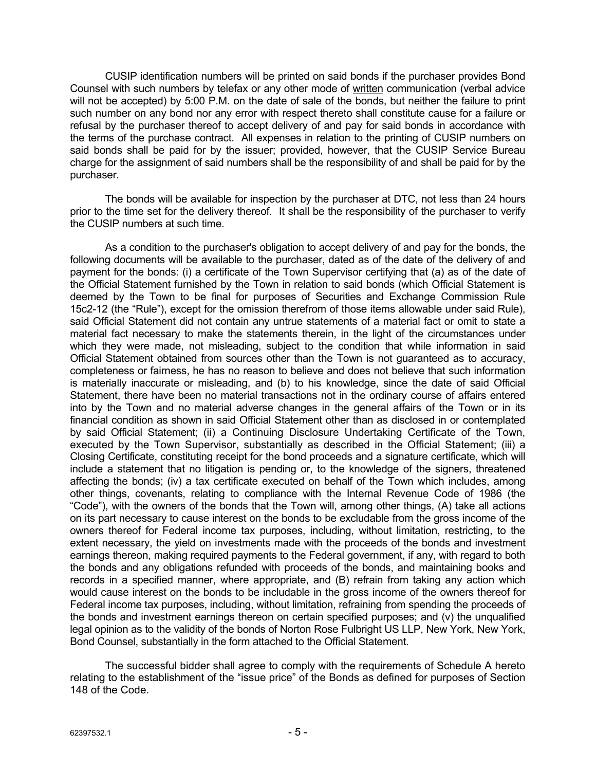CUSIP identification numbers will be printed on said bonds if the purchaser provides Bond Counsel with such numbers by telefax or any other mode of written communication (verbal advice will not be accepted) by 5:00 P.M. on the date of sale of the bonds, but neither the failure to print such number on any bond nor any error with respect thereto shall constitute cause for a failure or refusal by the purchaser thereof to accept delivery of and pay for said bonds in accordance with the terms of the purchase contract. All expenses in relation to the printing of CUSIP numbers on said bonds shall be paid for by the issuer; provided, however, that the CUSIP Service Bureau charge for the assignment of said numbers shall be the responsibility of and shall be paid for by the purchaser.

The bonds will be available for inspection by the purchaser at DTC, not less than 24 hours prior to the time set for the delivery thereof. It shall be the responsibility of the purchaser to verify the CUSIP numbers at such time.

As a condition to the purchaser's obligation to accept delivery of and pay for the bonds, the following documents will be available to the purchaser, dated as of the date of the delivery of and payment for the bonds: (i) a certificate of the Town Supervisor certifying that (a) as of the date of the Official Statement furnished by the Town in relation to said bonds (which Official Statement is deemed by the Town to be final for purposes of Securities and Exchange Commission Rule 15c2-12 (the "Rule"), except for the omission therefrom of those items allowable under said Rule), said Official Statement did not contain any untrue statements of a material fact or omit to state a material fact necessary to make the statements therein, in the light of the circumstances under which they were made, not misleading, subject to the condition that while information in said Official Statement obtained from sources other than the Town is not guaranteed as to accuracy, completeness or fairness, he has no reason to believe and does not believe that such information is materially inaccurate or misleading, and (b) to his knowledge, since the date of said Official Statement, there have been no material transactions not in the ordinary course of affairs entered into by the Town and no material adverse changes in the general affairs of the Town or in its financial condition as shown in said Official Statement other than as disclosed in or contemplated by said Official Statement; (ii) a Continuing Disclosure Undertaking Certificate of the Town, executed by the Town Supervisor, substantially as described in the Official Statement; (iii) a Closing Certificate, constituting receipt for the bond proceeds and a signature certificate, which will include a statement that no litigation is pending or, to the knowledge of the signers, threatened affecting the bonds; (iv) a tax certificate executed on behalf of the Town which includes, among other things, covenants, relating to compliance with the Internal Revenue Code of 1986 (the "Code"), with the owners of the bonds that the Town will, among other things, (A) take all actions on its part necessary to cause interest on the bonds to be excludable from the gross income of the owners thereof for Federal income tax purposes, including, without limitation, restricting, to the extent necessary, the yield on investments made with the proceeds of the bonds and investment earnings thereon, making required payments to the Federal government, if any, with regard to both the bonds and any obligations refunded with proceeds of the bonds, and maintaining books and records in a specified manner, where appropriate, and (B) refrain from taking any action which would cause interest on the bonds to be includable in the gross income of the owners thereof for Federal income tax purposes, including, without limitation, refraining from spending the proceeds of the bonds and investment earnings thereon on certain specified purposes; and (v) the unqualified legal opinion as to the validity of the bonds of Norton Rose Fulbright US LLP, New York, New York, Bond Counsel, substantially in the form attached to the Official Statement.

The successful bidder shall agree to comply with the requirements of Schedule A hereto relating to the establishment of the "issue price" of the Bonds as defined for purposes of Section 148 of the Code.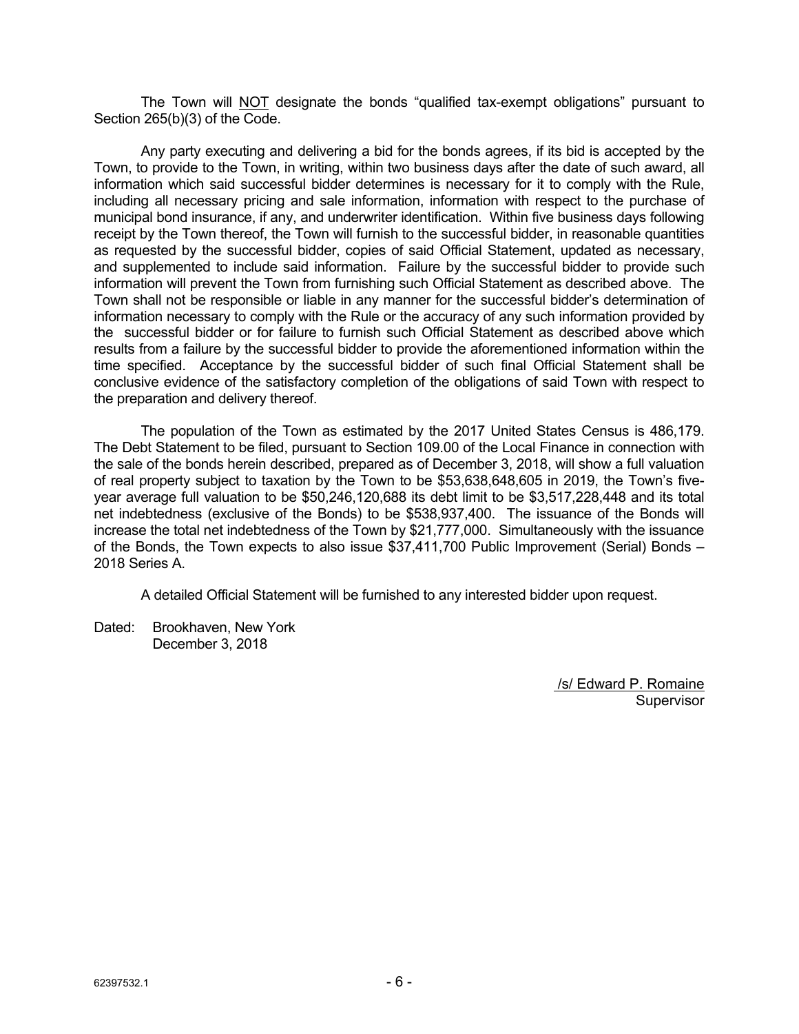The Town will <u>NOT</u> designate the bonds "qualified tax-exempt obligations" pursuant to Section 265(b)(3) of the Code.

Any party executing and delivering a bid for the bonds agrees, if its bid is accepted by the Town, to provide to the Town, in writing, within two business days after the date of such award, all information which said successful bidder determines is necessary for it to comply with the Rule, including all necessary pricing and sale information, information with respect to the purchase of municipal bond insurance, if any, and underwriter identification. Within five business days following receipt by the Town thereof, the Town will furnish to the successful bidder, in reasonable quantities as requested by the successful bidder, copies of said Official Statement, updated as necessary, and supplemented to include said information. Failure by the successful bidder to provide such information will prevent the Town from furnishing such Official Statement as described above. The Town shall not be responsible or liable in any manner for the successful bidder's determination of information necessary to comply with the Rule or the accuracy of any such information provided by the successful bidder or for failure to furnish such Official Statement as described above which results from a failure by the successful bidder to provide the aforementioned information within the time specified. Acceptance by the successful bidder of such final Official Statement shall be conclusive evidence of the satisfactory completion of the obligations of said Town with respect to the preparation and delivery thereof.

The population of the Town as estimated by the 2017 United States Census is 486,179. The Debt Statement to be filed, pursuant to Section 109.00 of the Local Finance in connection with the sale of the bonds herein described, prepared as of December 3, 2018, will show a full valuation of real property subject to taxation by the Town to be $53,638,648,605 in 2019, the Town's five-year average full valuation to be $50,246,120,688 its debt limit to be $3,517,228,448 and its total net indebtedness (exclusive of the Bonds) to be $538,937,400. The issuance of the Bonds will increase the total net indebtedness of the Town by $21,777,000. Simultaneously with the issuance of the Bonds, the Town expects to also issue $37,411,700 Public Improvement (Serial) Bonds – 2018 Series A.

A detailed Official Statement will be furnished to any interested bidder upon request.

Dated: Brookhaven, New York
December 3, 2018

/s/ Edward P. Romaine
Supervisor

62397532.1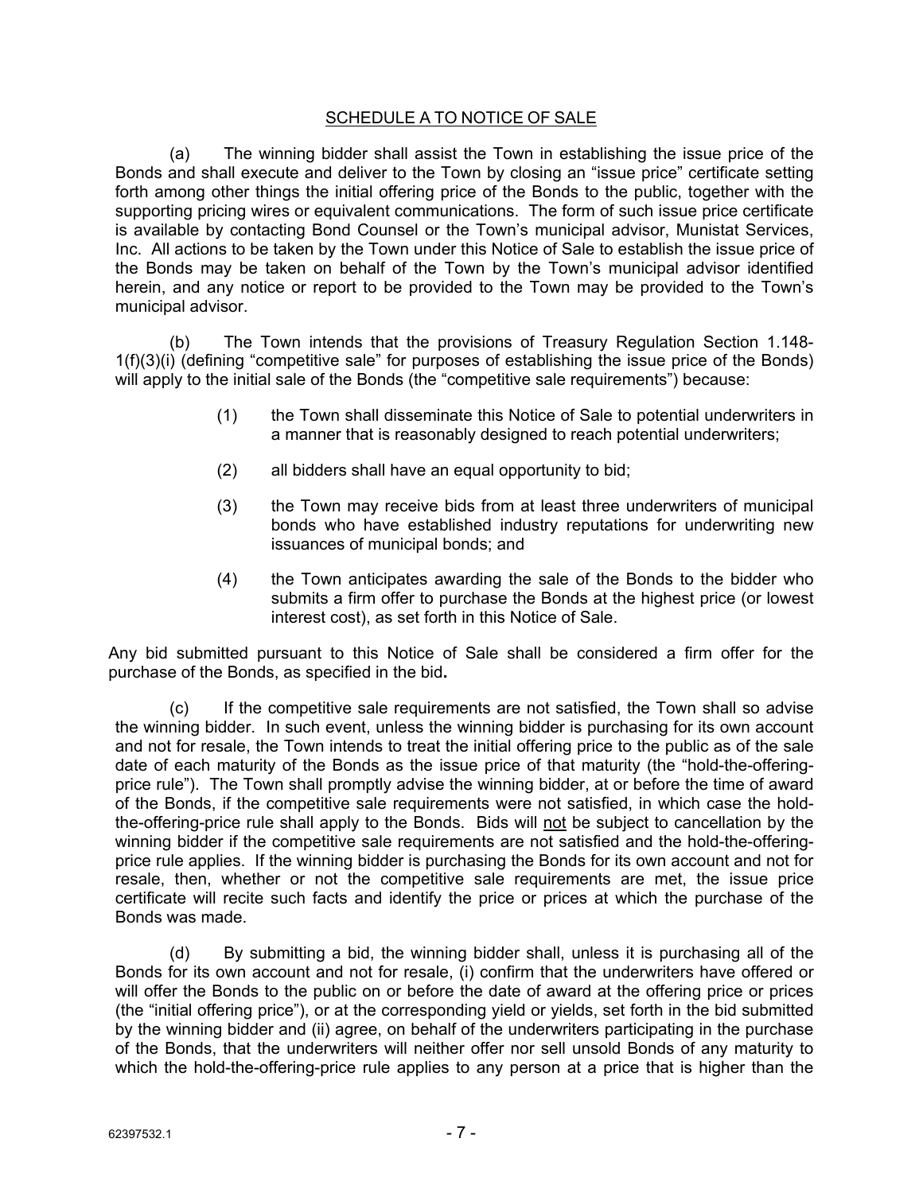## SCHEDULE A TO NOTICE OF SALE

(a) The winning bidder shall assist the Town in establishing the issue price of the Bonds and shall execute and deliver to the Town by closing an "issue price" certificate setting forth among other things the initial offering price of the Bonds to the public, together with the supporting pricing wires or equivalent communications. The form of such issue price certificate is available by contacting Bond Counsel or the Town's municipal advisor, Munistat Services, Inc. All actions to be taken by the Town under this Notice of Sale to establish the issue price of the Bonds may be taken on behalf of the Town by the Town's municipal advisor identified herein, and any notice or report to be provided to the Town may be provided to the Town's municipal advisor.

(b) The Town intends that the provisions of Treasury Regulation Section 1.148-1(f)(3)(i) (defining "competitive sale" for purposes of establishing the issue price of the Bonds) will apply to the initial sale of the Bonds (the "competitive sale requirements") because:

> (1) the Town shall disseminate this Notice of Sale to potential underwriters in a manner that is reasonably designed to reach potential underwriters;
>
> (2) all bidders shall have an equal opportunity to bid;
>
> (3) the Town may receive bids from at least three underwriters of municipal bonds who have established industry reputations for underwriting new issuances of municipal bonds; and
>
> (4) the Town anticipates awarding the sale of the Bonds to the bidder who submits a firm offer to purchase the Bonds at the highest price (or lowest interest cost), as set forth in this Notice of Sale.

Any bid submitted pursuant to this Notice of Sale shall be considered a firm offer for the purchase of the Bonds, as specified in the bid**.**

(c) If the competitive sale requirements are not satisfied, the Town shall so advise the winning bidder. In such event, unless the winning bidder is purchasing for its own account and not for resale, the Town intends to treat the initial offering price to the public as of the sale date of each maturity of the Bonds as the issue price of that maturity (the "hold-the-offering-price rule"). The Town shall promptly advise the winning bidder, at or before the time of award of the Bonds, if the competitive sale requirements were not satisfied, in which case the hold-the-offering-price rule shall apply to the Bonds. Bids will not be subject to cancellation by the winning bidder if the competitive sale requirements are not satisfied and the hold-the-offering-price rule applies. If the winning bidder is purchasing the Bonds for its own account and not for resale, then, whether or not the competitive sale requirements are met, the issue price certificate will recite such facts and identify the price or prices at which the purchase of the Bonds was made.

(d) By submitting a bid, the winning bidder shall, unless it is purchasing all of the Bonds for its own account and not for resale, (i) confirm that the underwriters have offered or will offer the Bonds to the public on or before the date of award at the offering price or prices (the "initial offering price"), or at the corresponding yield or yields, set forth in the bid submitted by the winning bidder and (ii) agree, on behalf of the underwriters participating in the purchase of the Bonds, that the underwriters will neither offer nor sell unsold Bonds of any maturity to which the hold-the-offering-price rule applies to any person at a price that is higher than the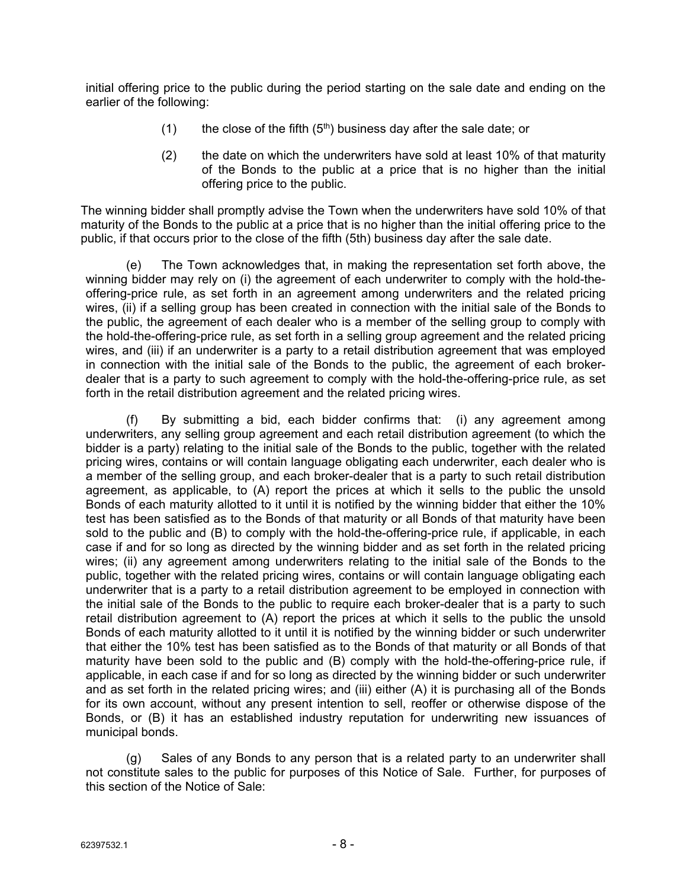initial offering price to the public during the period starting on the sale date and ending on the earlier of the following:

(1) the close of the fifth ($5^{th}$) business day after the sale date; or

(2) the date on which the underwriters have sold at least 10% of that maturity of the Bonds to the public at a price that is no higher than the initial offering price to the public.

The winning bidder shall promptly advise the Town when the underwriters have sold 10% of that maturity of the Bonds to the public at a price that is no higher than the initial offering price to the public, if that occurs prior to the close of the fifth (5th) business day after the sale date.

(e) The Town acknowledges that, in making the representation set forth above, the winning bidder may rely on (i) the agreement of each underwriter to comply with the hold-the-offering-price rule, as set forth in an agreement among underwriters and the related pricing wires, (ii) if a selling group has been created in connection with the initial sale of the Bonds to the public, the agreement of each dealer who is a member of the selling group to comply with the hold-the-offering-price rule, as set forth in a selling group agreement and the related pricing wires, and (iii) if an underwriter is a party to a retail distribution agreement that was employed in connection with the initial sale of the Bonds to the public, the agreement of each broker-dealer that is a party to such agreement to comply with the hold-the-offering-price rule, as set forth in the retail distribution agreement and the related pricing wires.

(f) By submitting a bid, each bidder confirms that: (i) any agreement among underwriters, any selling group agreement and each retail distribution agreement (to which the bidder is a party) relating to the initial sale of the Bonds to the public, together with the related pricing wires, contains or will contain language obligating each underwriter, each dealer who is a member of the selling group, and each broker-dealer that is a party to such retail distribution agreement, as applicable, to (A) report the prices at which it sells to the public the unsold Bonds of each maturity allotted to it until it is notified by the winning bidder that either the 10% test has been satisfied as to the Bonds of that maturity or all Bonds of that maturity have been sold to the public and (B) to comply with the hold-the-offering-price rule, if applicable, in each case if and for so long as directed by the winning bidder and as set forth in the related pricing wires; (ii) any agreement among underwriters relating to the initial sale of the Bonds to the public, together with the related pricing wires, contains or will contain language obligating each underwriter that is a party to a retail distribution agreement to be employed in connection with the initial sale of the Bonds to the public to require each broker-dealer that is a party to such retail distribution agreement to (A) report the prices at which it sells to the public the unsold Bonds of each maturity allotted to it until it is notified by the winning bidder or such underwriter that either the 10% test has been satisfied as to the Bonds of that maturity or all Bonds of that maturity have been sold to the public and (B) comply with the hold-the-offering-price rule, if applicable, in each case if and for so long as directed by the winning bidder or such underwriter and as set forth in the related pricing wires; and (iii) either (A) it is purchasing all of the Bonds for its own account, without any present intention to sell, reoffer or otherwise dispose of the Bonds, or (B) it has an established industry reputation for underwriting new issuances of municipal bonds.

(g) Sales of any Bonds to any person that is a related party to an underwriter shall not constitute sales to the public for purposes of this Notice of Sale. Further, for purposes of this section of the Notice of Sale: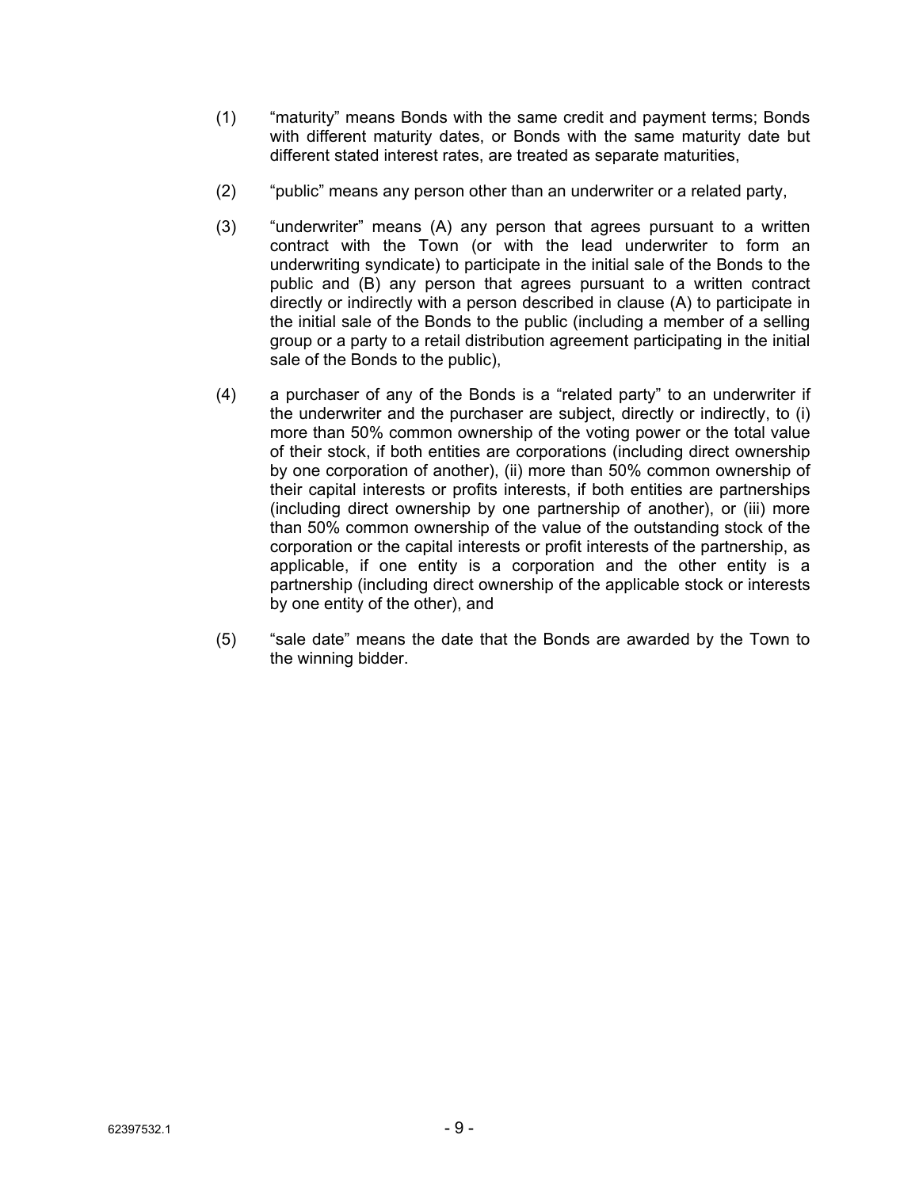(1) "maturity" means Bonds with the same credit and payment terms; Bonds with different maturity dates, or Bonds with the same maturity date but different stated interest rates, are treated as separate maturities,

(2) "public" means any person other than an underwriter or a related party,

(3) "underwriter" means (A) any person that agrees pursuant to a written contract with the Town (or with the lead underwriter to form an underwriting syndicate) to participate in the initial sale of the Bonds to the public and (B) any person that agrees pursuant to a written contract directly or indirectly with a person described in clause (A) to participate in the initial sale of the Bonds to the public (including a member of a selling group or a party to a retail distribution agreement participating in the initial sale of the Bonds to the public),

(4) a purchaser of any of the Bonds is a "related party" to an underwriter if the underwriter and the purchaser are subject, directly or indirectly, to (i) more than 50% common ownership of the voting power or the total value of their stock, if both entities are corporations (including direct ownership by one corporation of another), (ii) more than 50% common ownership of their capital interests or profits interests, if both entities are partnerships (including direct ownership by one partnership of another), or (iii) more than 50% common ownership of the value of the outstanding stock of the corporation or the capital interests or profit interests of the partnership, as applicable, if one entity is a corporation and the other entity is a partnership (including direct ownership of the applicable stock or interests by one entity of the other), and

(5) "sale date" means the date that the Bonds are awarded by the Town to the winning bidder.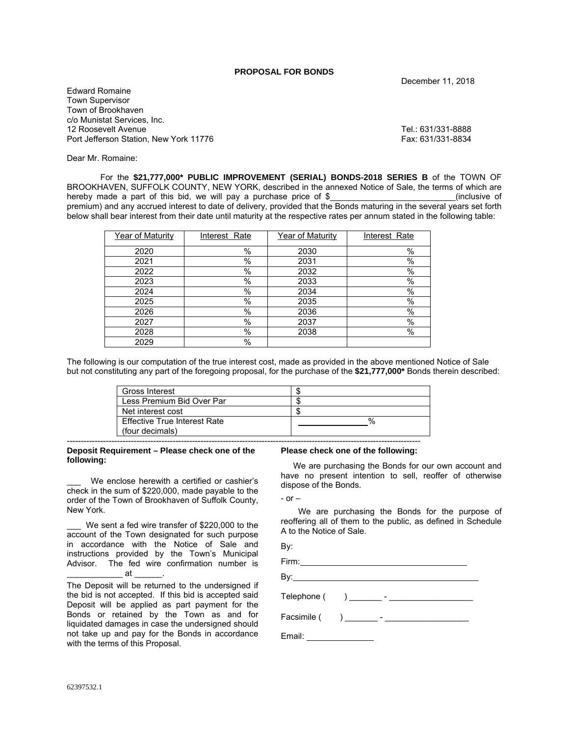**PROPOSAL FOR BONDS**

December 11, 2018

Edward Romaine
Town Supervisor
Town of Brookhaven
c/o Munistat Services, Inc.
12 Roosevelt Avenue
Port Jefferson Station, New York 11776

Tel.: 631/331-8888
Fax: 631/331-8834

Dear Mr. Romaine:

For the **$21,777,000* PUBLIC IMPROVEMENT (SERIAL) BONDS-2018 SERIES B** of the TOWN OF BROOKHAVEN, SUFFOLK COUNTY, NEW YORK, described in the annexed Notice of Sale, the terms of which are hereby made a part of this bid, we will pay a purchase price of $___________________________(inclusive of premium) and any accrued interest to date of delivery, provided that the Bonds maturing in the several years set forth below shall bear interest from their date until maturity at the respective rates per annum stated in the following table:

| Year of Maturity | Interest Rate | Year of Maturity | Interest Rate |
|---|---|---|---|
| 2020 | % | 2030 | % |
| 2021 | % | 2031 | % |
| 2022 | % | 2032 | % |
| 2023 | % | 2033 | % |
| 2024 | % | 2034 | % |
| 2025 | % | 2035 | % |
| 2026 | % | 2036 | % |
| 2027 | % | 2037 | % |
| 2028 | % | 2038 | % |
| 2029 | % | | |

The following is our computation of the true interest cost, made as provided in the above mentioned Notice of Sale but not constituting any part of the foregoing proposal, for the purchase of the **$21,777,000*** Bonds therein described:

| | |
|---|---|
| Gross Interest | $ |
| Less Premium Bid Over Par | $ |
| Net interest cost | $ |
| Effective True Interest Rate (four decimals) | _______________% |

---

**Deposit Requirement – Please check one of the following:**

___ We enclose herewith a certified or cashier's check in the sum of $220,000, made payable to the order of the Town of Brookhaven of Suffolk County, New York.

___ We sent a fed wire transfer of $220,000 to the account of the Town designated for such purpose in accordance with the Notice of Sale and instructions provided by the Town's Municipal Advisor. The fed wire confirmation number is ____________ at ______.

The Deposit will be returned to the undersigned if the bid is not accepted. If this bid is accepted said Deposit will be applied as part payment for the Bonds or retained by the Town as and for liquidated damages in case the undersigned should not take up and pay for the Bonds in accordance with the terms of this Proposal.

**Please check one of the following:**

We are purchasing the Bonds for our own account and have no present intention to sell, reoffer of otherwise dispose of the Bonds.

- or –

We are purchasing the Bonds for the purpose of reoffering all of them to the public, as defined in Schedule A to the Notice of Sale.

By:

Firm:_____________________________________

By:_______________________________________

Telephone (    ) _______ - __________________

Facsimile (    ) _______ - __________________

Email: _______________

62397532.1